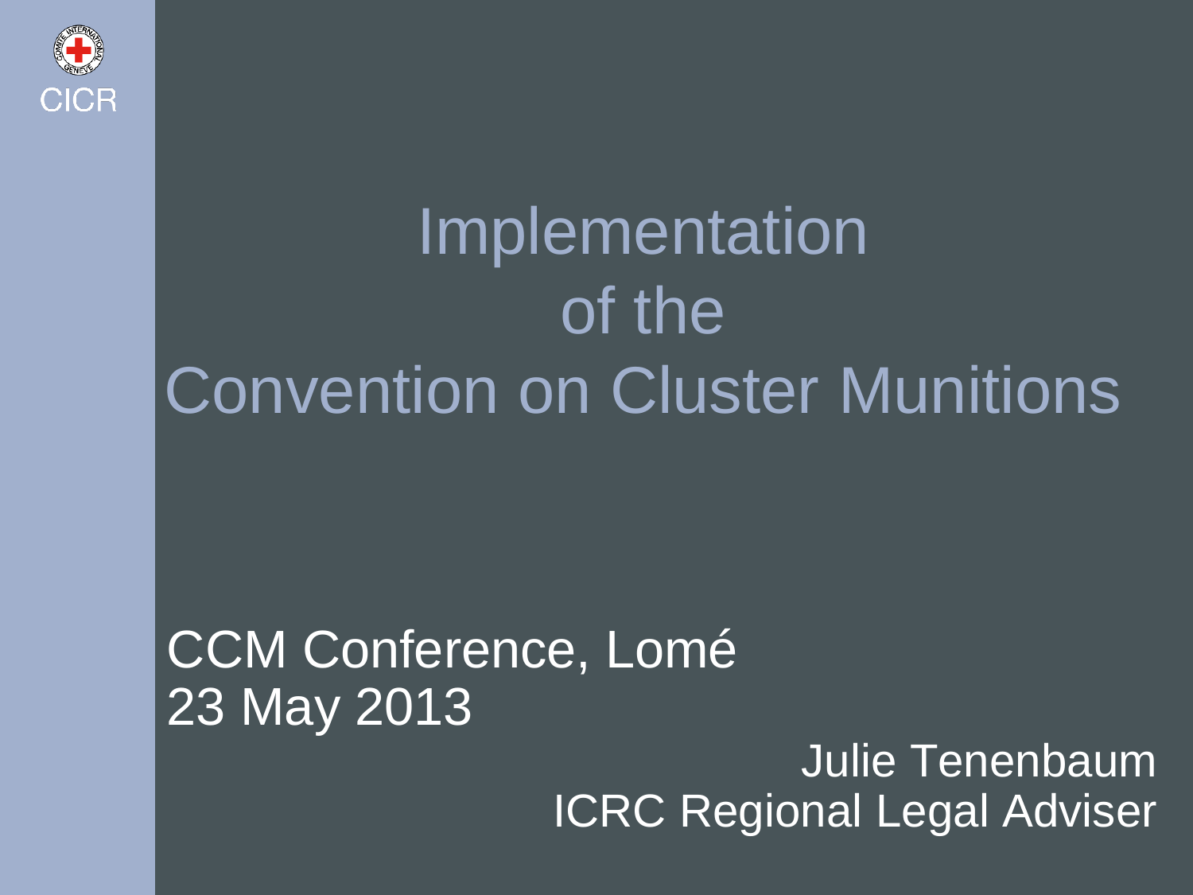CICR

# Implementation of the Convention on Cluster Munitions

CCM Conference, Lomé
23 May 2013

Julie Tenenbaum
ICRC Regional Legal Adviser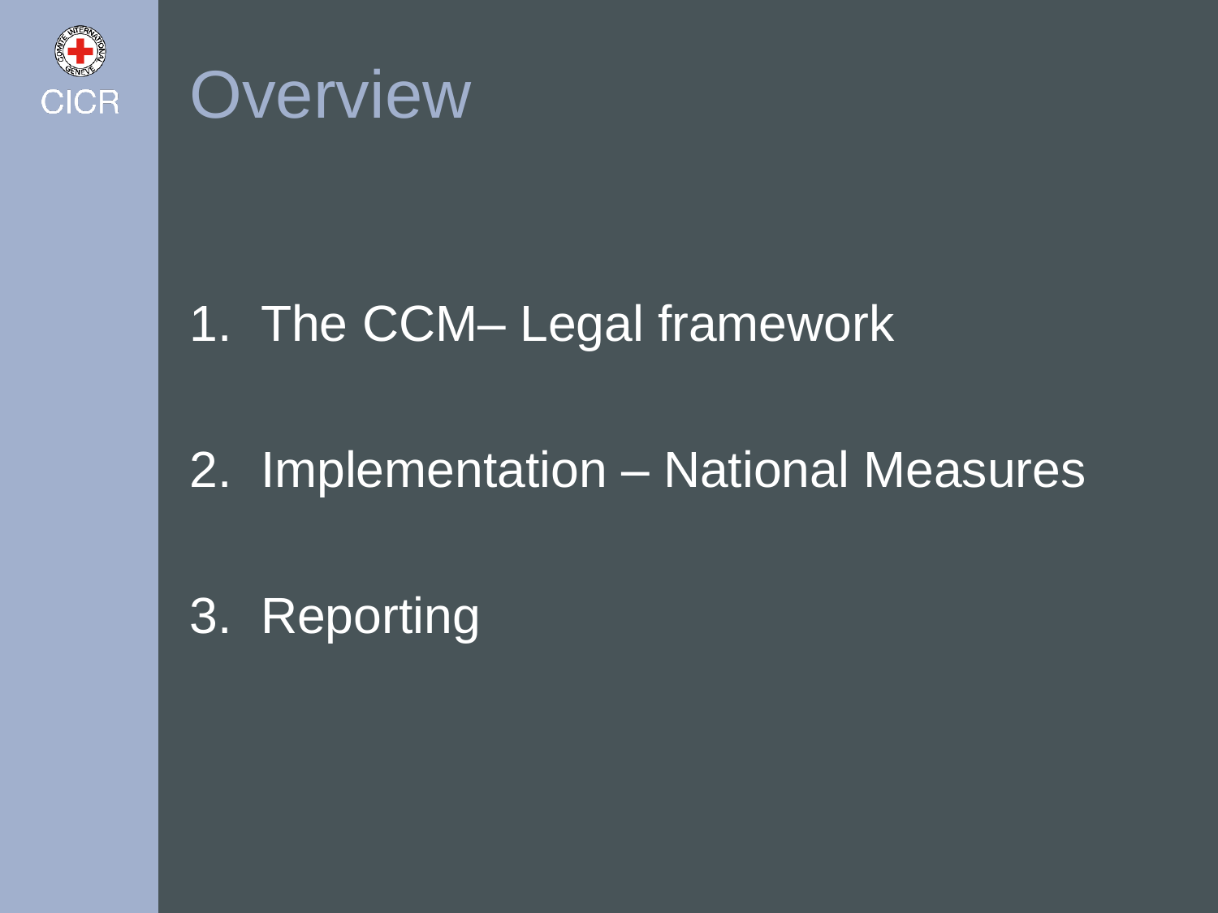# Overview

1. The CCM– Legal framework

2. Implementation – National Measures

3. Reporting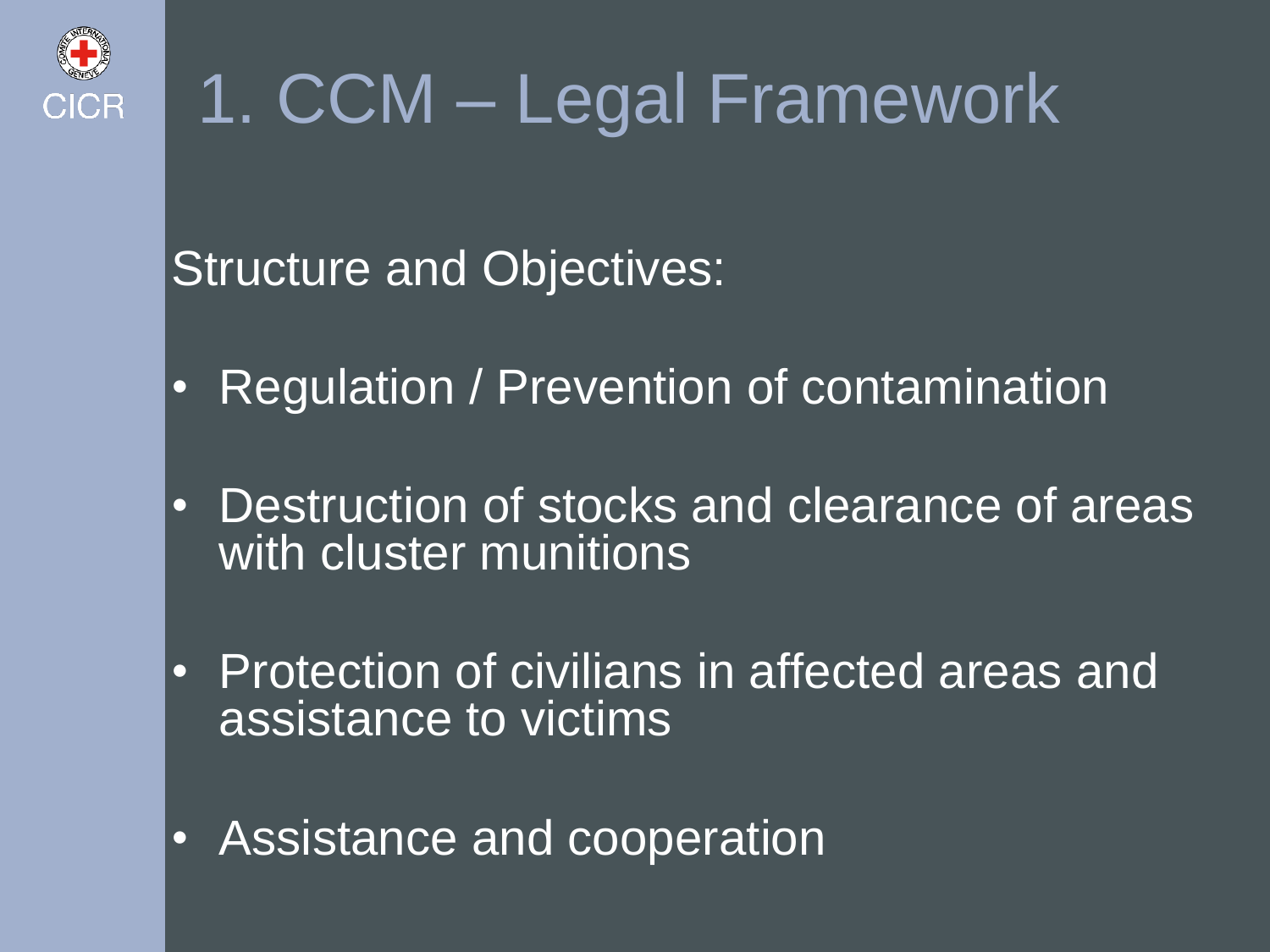# 1. CCM – Legal Framework

Structure and Objectives:

- Regulation / Prevention of contamination
- Destruction of stocks and clearance of areas with cluster munitions
- Protection of civilians in affected areas and assistance to victims
- Assistance and cooperation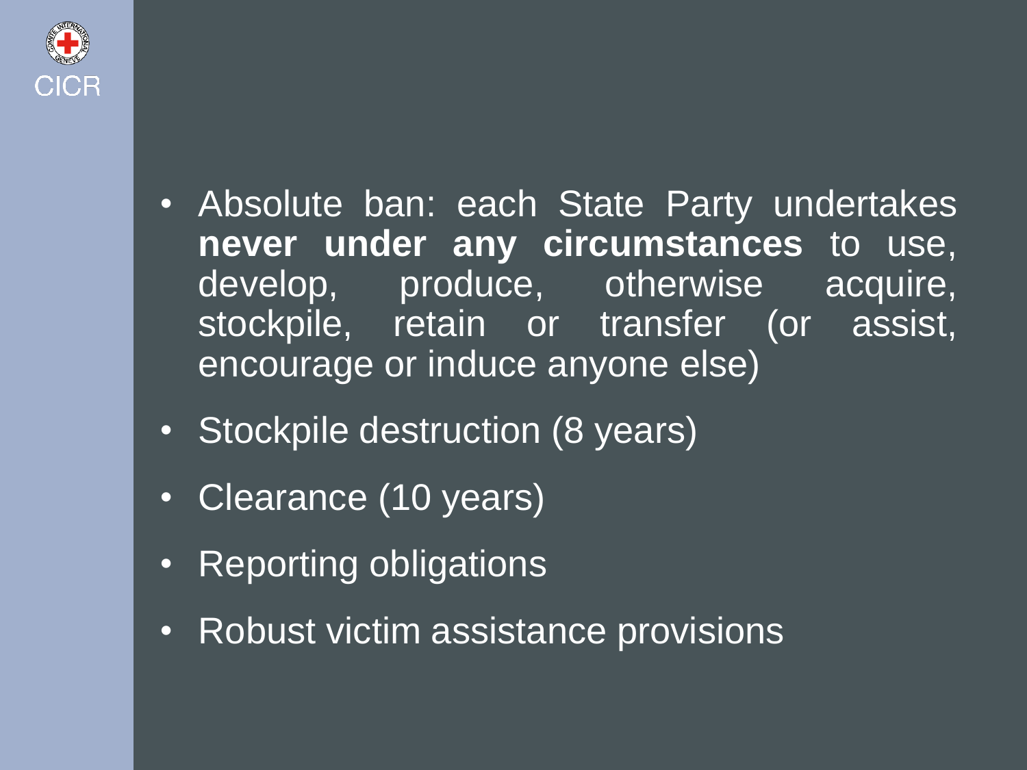- Absolute ban: each State Party undertakes **never under any circumstances** to use, develop, produce, otherwise acquire, stockpile, retain or transfer (or assist, encourage or induce anyone else)
- Stockpile destruction (8 years)
- Clearance (10 years)
- Reporting obligations
- Robust victim assistance provisions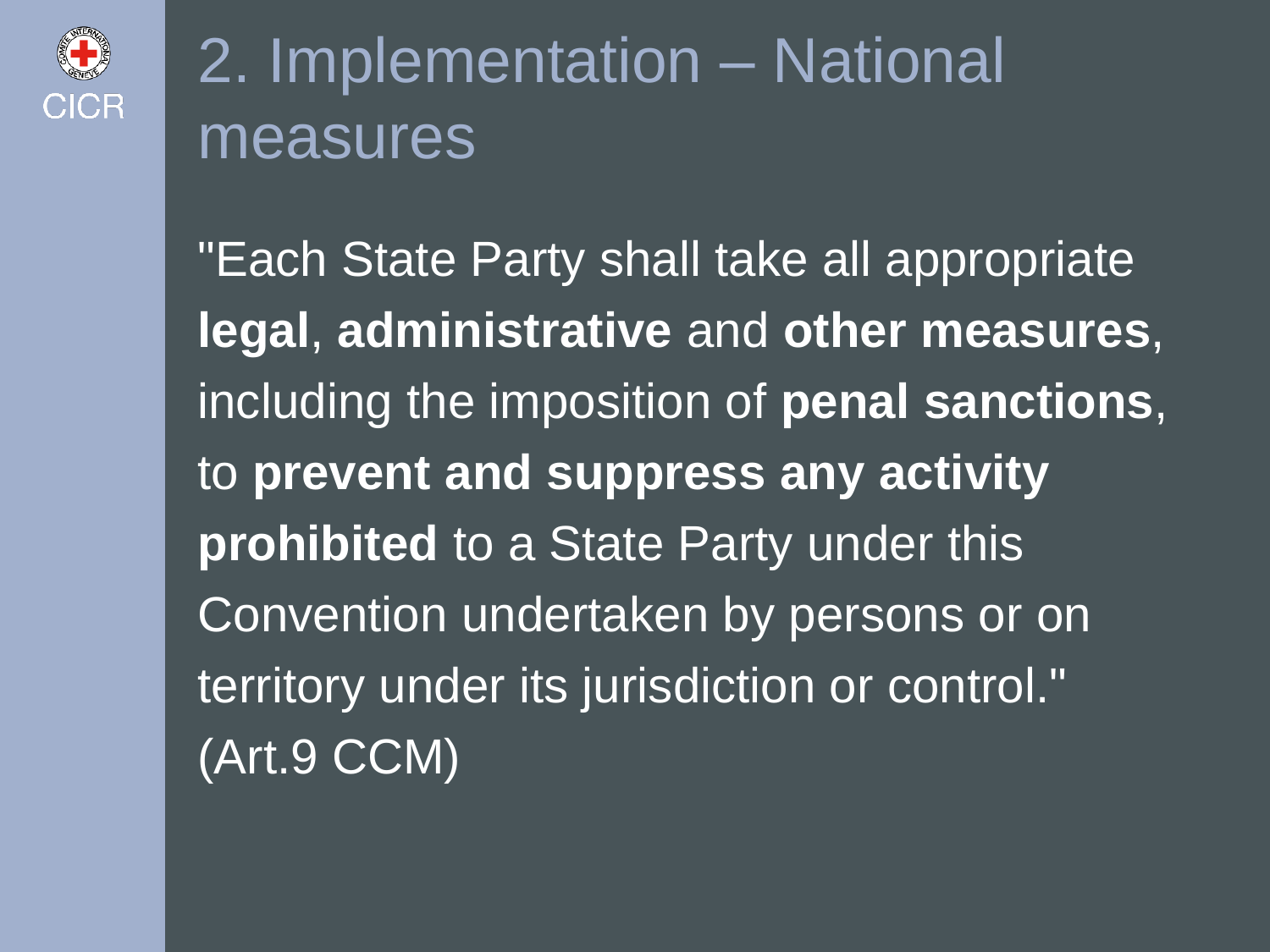# 2. Implementation – National measures

"Each State Party shall take all appropriate **legal**, **administrative** and **other measures**, including the imposition of **penal sanctions**, to **prevent and suppress any activity prohibited** to a State Party under this Convention undertaken by persons or on territory under its jurisdiction or control." (Art.9 CCM)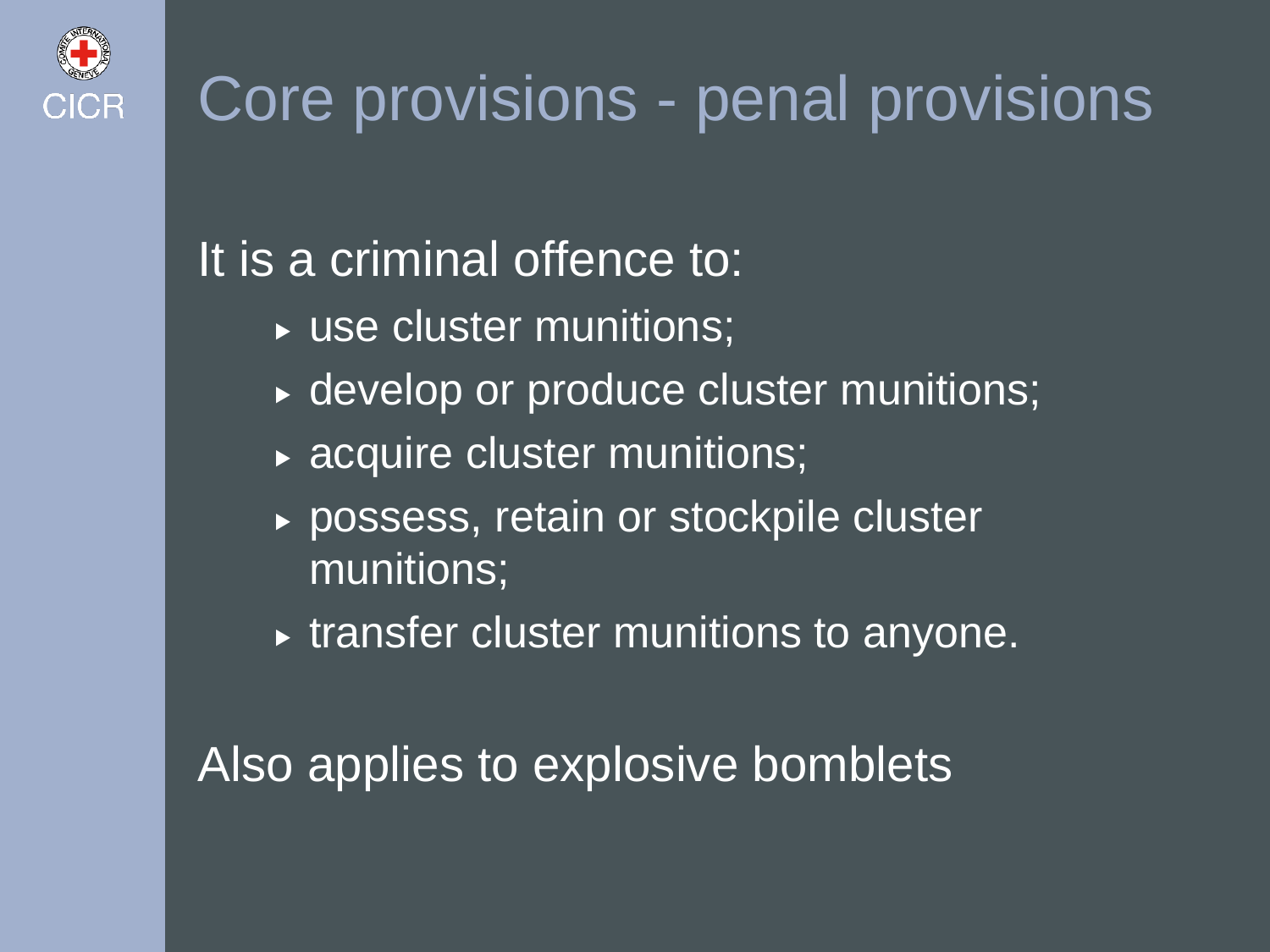# Core provisions - penal provisions

It is a criminal offence to:

- use cluster munitions;
- develop or produce cluster munitions;
- acquire cluster munitions;
- possess, retain or stockpile cluster munitions;
- transfer cluster munitions to anyone.

Also applies to explosive bomblets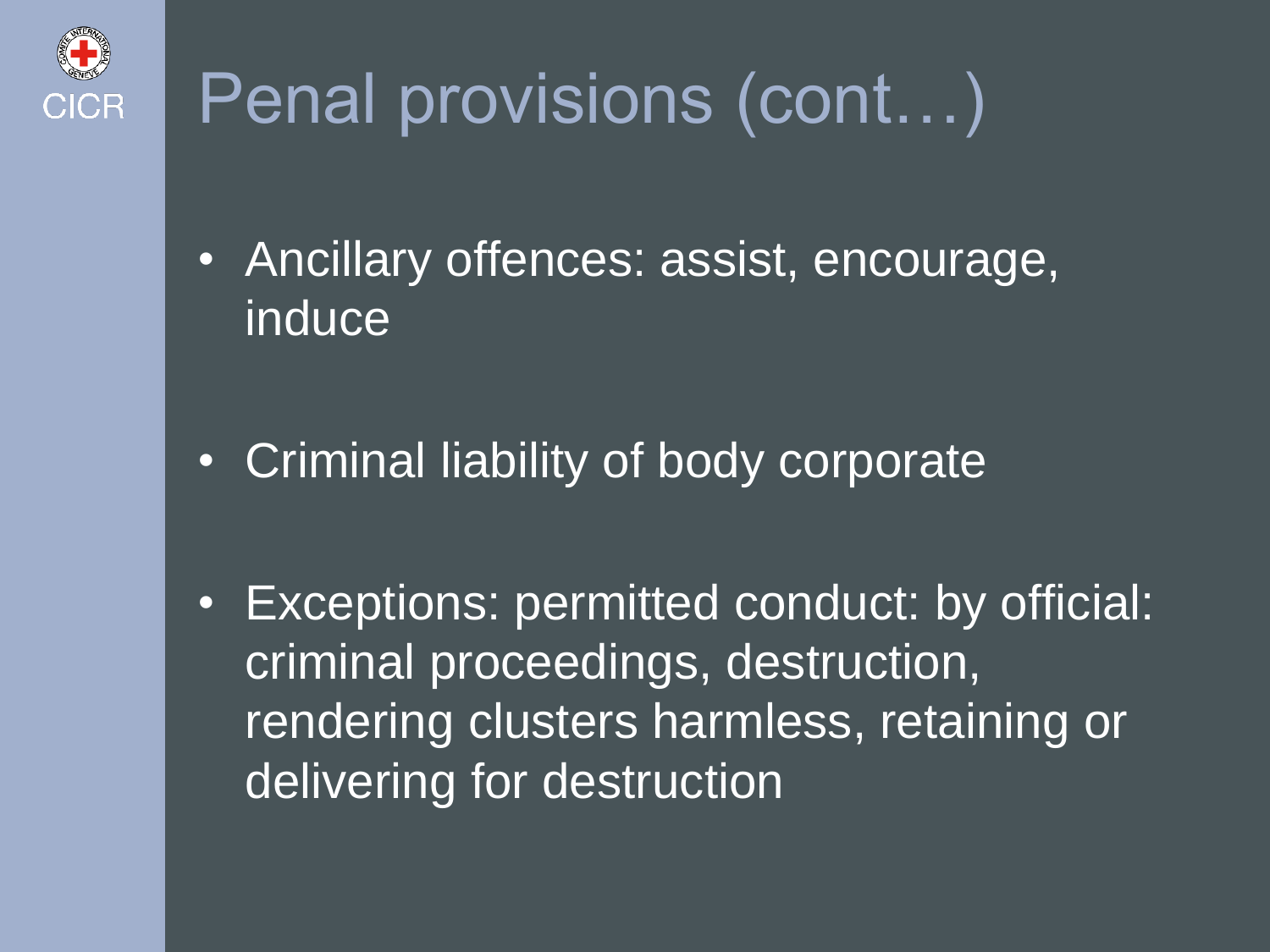# Penal provisions (cont…)

- Ancillary offences: assist, encourage, induce
- Criminal liability of body corporate
- Exceptions: permitted conduct: by official: criminal proceedings, destruction, rendering clusters harmless, retaining or delivering for destruction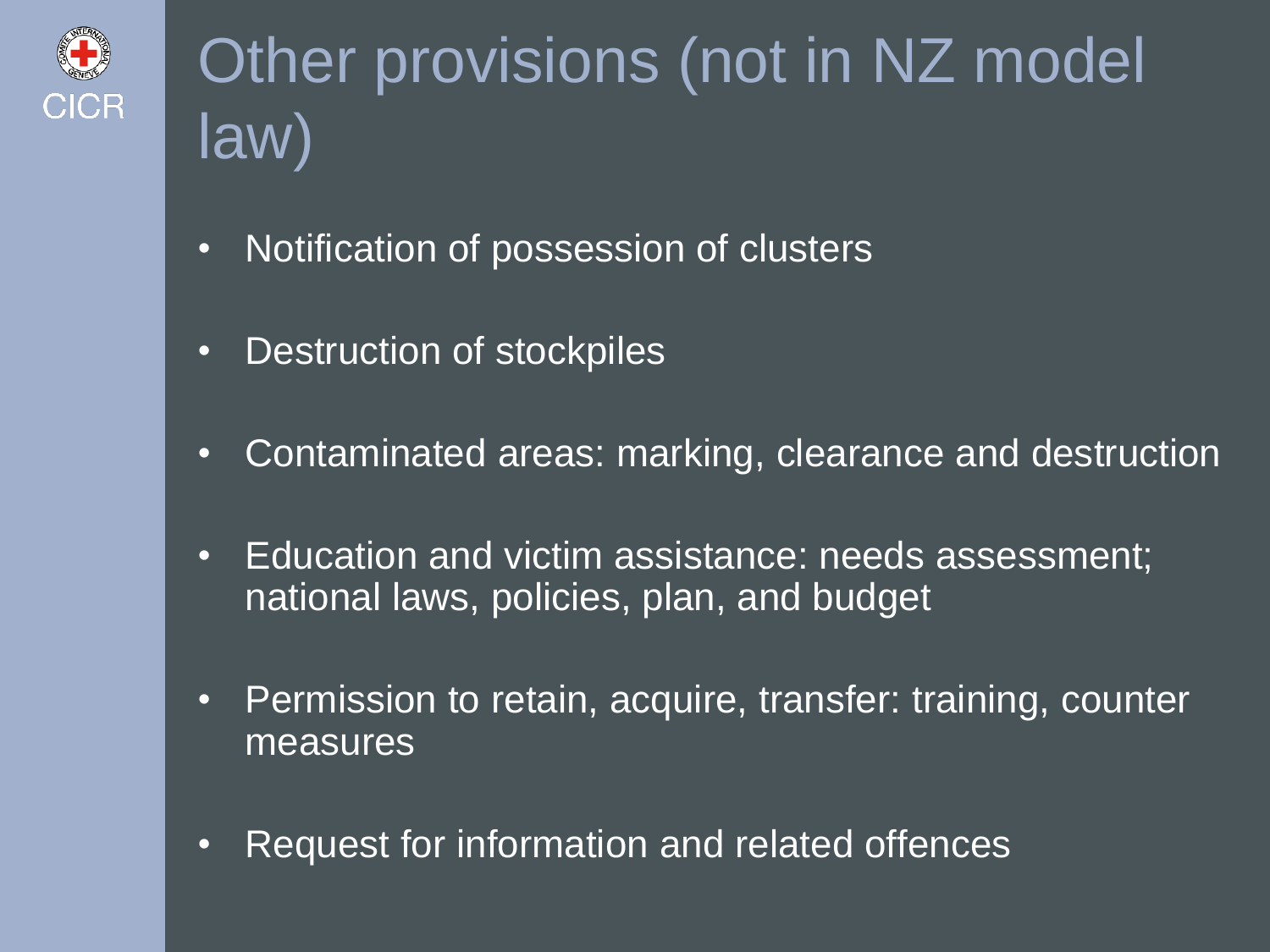# Other provisions (not in NZ model law)

- Notification of possession of clusters
- Destruction of stockpiles
- Contaminated areas: marking, clearance and destruction
- Education and victim assistance: needs assessment; national laws, policies, plan, and budget
- Permission to retain, acquire, transfer: training, counter measures
- Request for information and related offences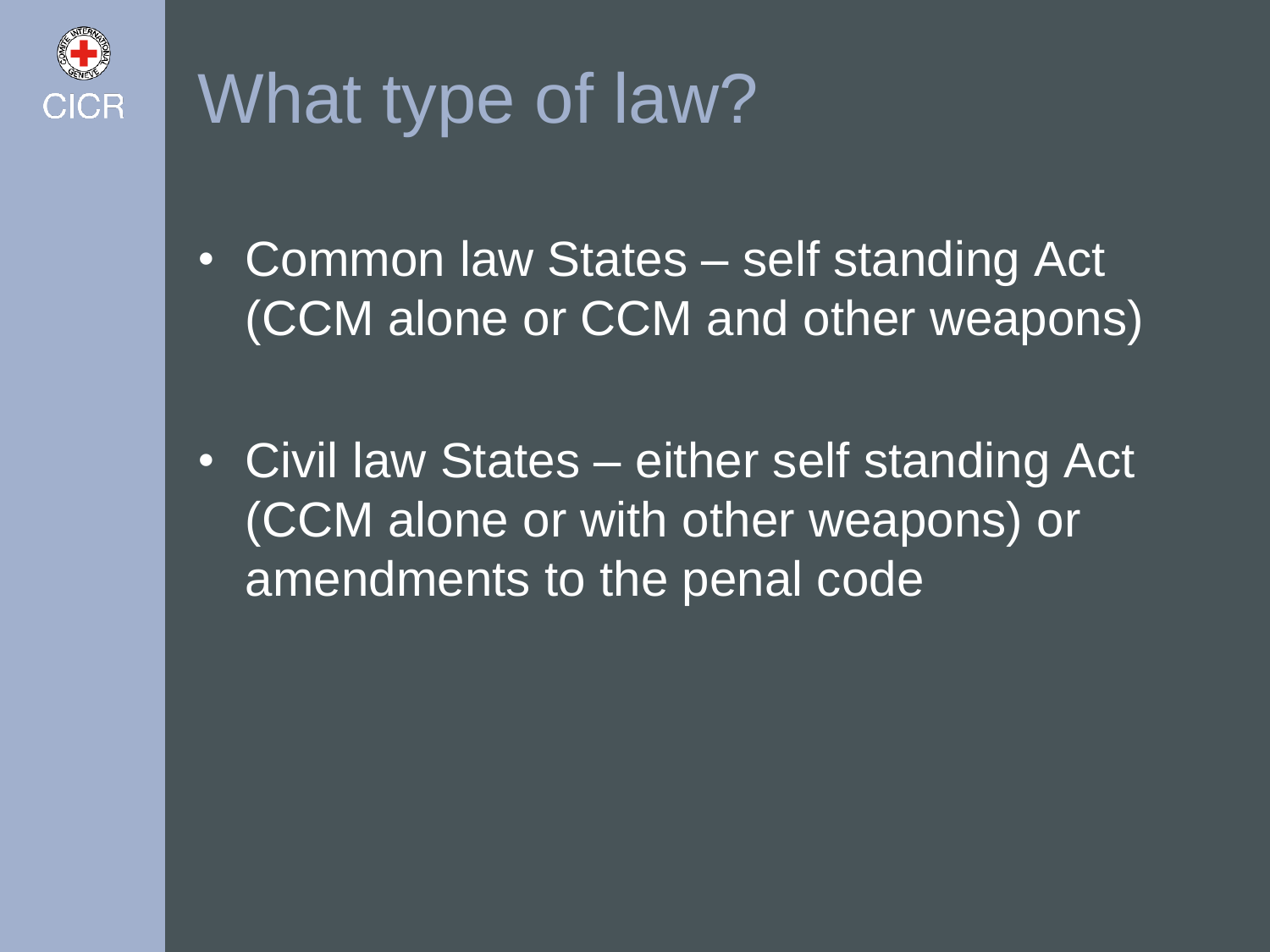# What type of law?

- Common law States – self standing Act (CCM alone or CCM and other weapons)

- Civil law States – either self standing Act (CCM alone or with other weapons) or amendments to the penal code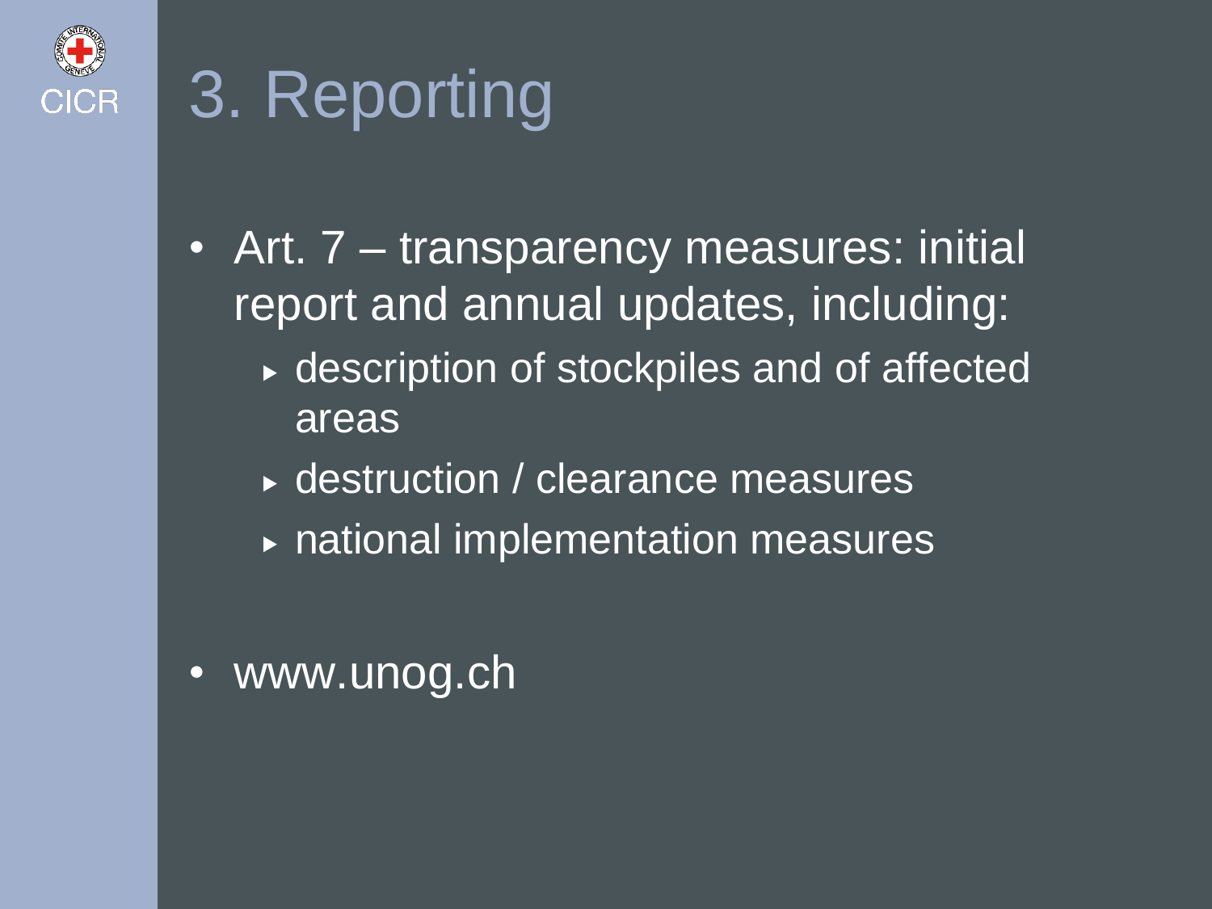# 3. Reporting

- Art. 7 – transparency measures: initial report and annual updates, including:
  - description of stockpiles and of affected areas
  - destruction / clearance measures
  - national implementation measures

- www.unog.ch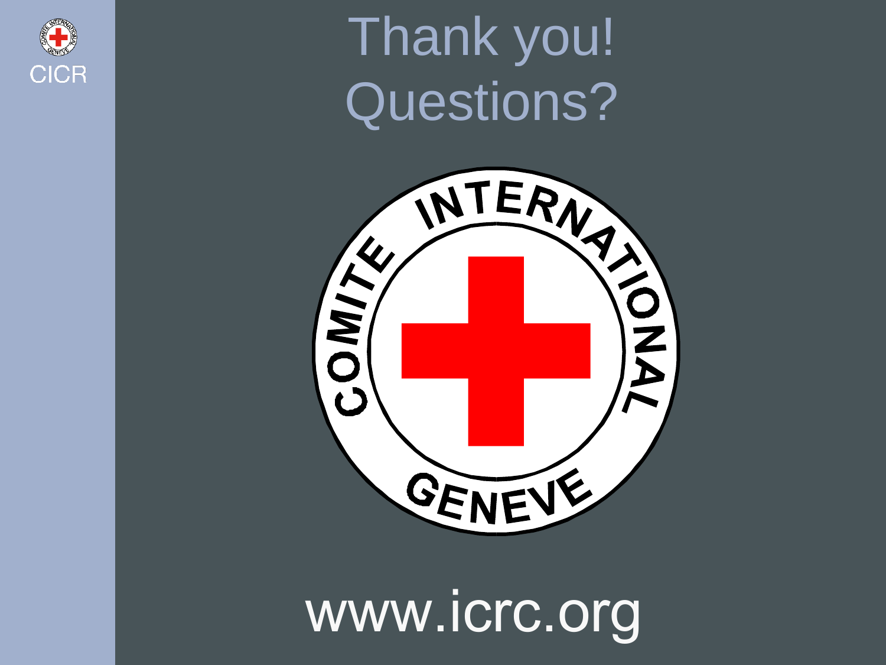CICR

# Thank you! Questions?

COMITE INTERNATIONAL GENEVE

www.icrc.org